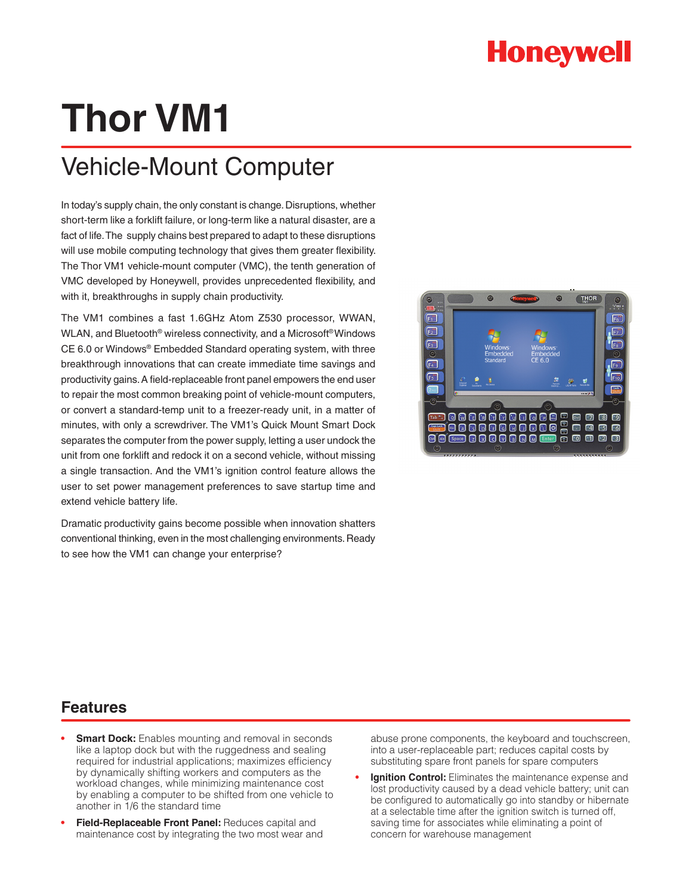Honeywell

# Thor VM1

## Vehicle-Mount Computer

In today's supply chain, the only constant is change. Disruptions, whether short-term like a forklift failure, or long-term like a natural disaster, are a fact of life. The supply chains best prepared to adapt to these disruptions will use mobile computing technology that gives them greater flexibility. The Thor VM1 vehicle-mount computer (VMC), the tenth generation of VMC developed by Honeywell, provides unprecedented flexibility, and with it, breakthroughs in supply chain productivity.

The VM1 combines a fast 1.6GHz Atom Z530 processor, WWAN, WLAN, and Bluetooth® wireless connectivity, and a Microsoft® Windows CE 6.0 or Windows® Embedded Standard operating system, with three breakthrough innovations that can create immediate time savings and productivity gains. A field-replaceable front panel empowers the end user to repair the most common breaking point of vehicle-mount computers, or convert a standard-temp unit to a freezer-ready unit, in a matter of minutes, with only a screwdriver. The VM1's Quick Mount Smart Dock separates the computer from the power supply, letting a user undock the unit from one forklift and redock it on a second vehicle, without missing a single transaction. And the VM1's ignition control feature allows the user to set power management preferences to save startup time and extend vehicle battery life.

Dramatic productivity gains become possible when innovation shatters conventional thinking, even in the most challenging environments. Ready to see how the VM1 can change your enterprise?

## Features

- **Smart Dock:** Enables mounting and removal in seconds like a laptop dock but with the ruggedness and sealing required for industrial applications; maximizes efficiency by dynamically shifting workers and computers as the workload changes, while minimizing maintenance cost by enabling a computer to be shifted from one vehicle to another in 1/6 the standard time
- **Field-Replaceable Front Panel:** Reduces capital and maintenance cost by integrating the two most wear and abuse prone components, the keyboard and touchscreen, into a user-replaceable part; reduces capital costs by substituting spare front panels for spare computers
- **Ignition Control:** Eliminates the maintenance expense and lost productivity caused by a dead vehicle battery; unit can be configured to automatically go into standby or hibernate at a selectable time after the ignition switch is turned off, saving time for associates while eliminating a point of concern for warehouse management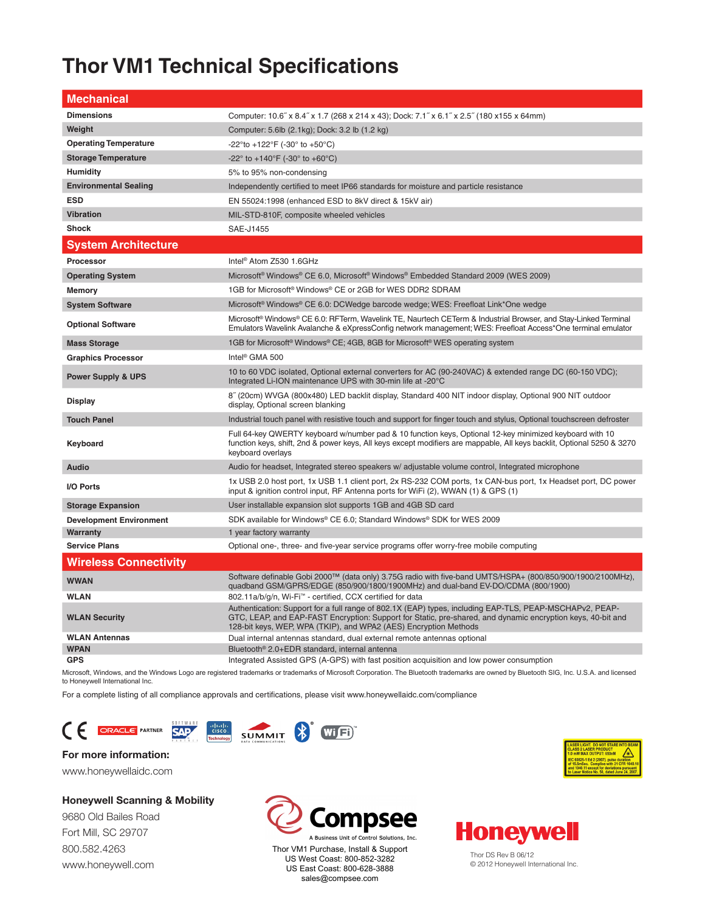# Thor VM1 Technical Specifications

| | |
|---|---|
| **Mechanical** | |
| Dimensions | Computer: 10.6˝ x 8.4˝ x 1.7 (268 x 214 x 43); Dock: 7.1˝ x 6.1˝ x 2.5˝ (180 x155 x 64mm) |
| Weight | Computer: 5.6lb (2.1kg); Dock: 3.2 lb (1.2 kg) |
| Operating Temperature | -22°to +122°F (-30° to +50°C) |
| Storage Temperature | -22° to +140°F (-30° to +60°C) |
| Humidity | 5% to 95% non-condensing |
| Environmental Sealing | Independently certified to meet IP66 standards for moisture and particle resistance |
| ESD | EN 55024:1998 (enhanced ESD to 8kV direct & 15kV air) |
| Vibration | MIL-STD-810F, composite wheeled vehicles |
| Shock | SAE-J1455 |
| **System Architecture** | |
| Processor | Intel® Atom Z530 1.6GHz |
| Operating System | Microsoft® Windows® CE 6.0, Microsoft® Windows® Embedded Standard 2009 (WES 2009) |
| Memory | 1GB for Microsoft® Windows® CE or 2GB for WES DDR2 SDRAM |
| System Software | Microsoft® Windows® CE 6.0: DCWedge barcode wedge; WES: Freefloat Link*One wedge |
| Optional Software | Microsoft® Windows® CE 6.0: RFTerm, Wavelink TE, Naurtech CETerm & Industrial Browser, and Stay-Linked Terminal Emulators Wavelink Avalanche & eXpressConfig network management; WES: Freefloat Access*One terminal emulator |
| Mass Storage | 1GB for Microsoft® Windows® CE; 4GB, 8GB for Microsoft® WES operating system |
| Graphics Processor | Intel® GMA 500 |
| Power Supply & UPS | 10 to 60 VDC isolated, Optional external converters for AC (90-240VAC) & extended range DC (60-150 VDC); Integrated Li-ION maintenance UPS with 30-min life at -20°C |
| Display | 8˝ (20cm) WVGA (800x480) LED backlit display, Standard 400 NIT indoor display, Optional 900 NIT outdoor display, Optional screen blanking |
| Touch Panel | Industrial touch panel with resistive touch and support for finger touch and stylus, Optional touchscreen defroster |
| Keyboard | Full 64-key QWERTY keyboard w/number pad & 10 function keys, Optional 12-key minimized keyboard with 10 function keys, shift, 2nd & power keys, All keys except modifiers are mappable, All keys backlit, Optional 5250 & 3270 keyboard overlays |
| Audio | Audio for headset, Integrated stereo speakers w/ adjustable volume control, Integrated microphone |
| I/O Ports | 1x USB 2.0 host port, 1x USB 1.1 client port, 2x RS-232 COM ports, 1x CAN-bus port, 1x Headset port, DC power input & ignition control input, RF Antenna ports for WiFi (2), WWAN (1) & GPS (1) |
| Storage Expansion | User installable expansion slot supports 1GB and 4GB SD card |
| Development Environment | SDK available for Windows® CE 6.0; Standard Windows® SDK for WES 2009 |
| Warranty | 1 year factory warranty |
| Service Plans | Optional one-, three- and five-year service programs offer worry-free mobile computing |
| **Wireless Connectivity** | |
| WWAN | Software definable Gobi 2000™ (data only) 3.75G radio with five-band UMTS/HSPA+ (800/850/900/1900/2100MHz), quadband GSM/GPRS/EDGE (850/900/1800/1900MHz) and dual-band EV-DO/CDMA (800/1900) |
| WLAN | 802.11a/b/g/n, Wi-Fi™ - certified, CCX certified for data |
| WLAN Security | Authentication: Support for a full range of 802.1X (EAP) types, including EAP-TLS, PEAP-MSCHAPv2, PEAP-GTC, LEAP, and EAP-FAST Encryption: Support for Static, pre-shared, and dynamic encryption keys, 40-bit and 128-bit keys, WEP, WPA (TKIP), and WPA2 (AES) Encryption Methods |
| WLAN Antennas | Dual internal antennas standard, dual external remote antennas optional |
| WPAN | Bluetooth® 2.0+EDR standard, internal antenna |
| GPS | Integrated Assisted GPS (A-GPS) with fast position acquisition and low power consumption |

Microsoft, Windows, and the Windows Logo are registered trademarks or trademarks of Microsoft Corporation. The Bluetooth trademarks are owned by Bluetooth SIG, Inc. U.S.A. and licensed to Honeywell International Inc.

For a complete listing of all compliance approvals and certifications, please visit www.honeywellaidc.com/compliance

LASER LIGHT. DO NOT STARE INTO BEAM. CLASS 2 LASER PRODUCT. 1.0 mW MAX OUTPUT: 650nM. IEC 60825-1 Ed 2 (2007); pulse duration of 15.5mSec. Complies with 21 CFR 1040.10 and 1040.11 except for deviations pursuant to Laser Notice No. 50, dated June 24, 2007.

**For more information:**

www.honeywellaidc.com

**Honeywell Scanning & Mobility**

9680 Old Bailes Road
Fort Mill, SC 29707
800.582.4263
www.honeywell.com

Compsee
A Business Unit of Control Solutions, Inc.

Thor VM1 Purchase, Install & Support
US West Coast: 800-852-3282
US East Coast: 800-628-3888
sales@compsee.com

Honeywell

Thor DS Rev B 06/12
© 2012 Honeywell International Inc.